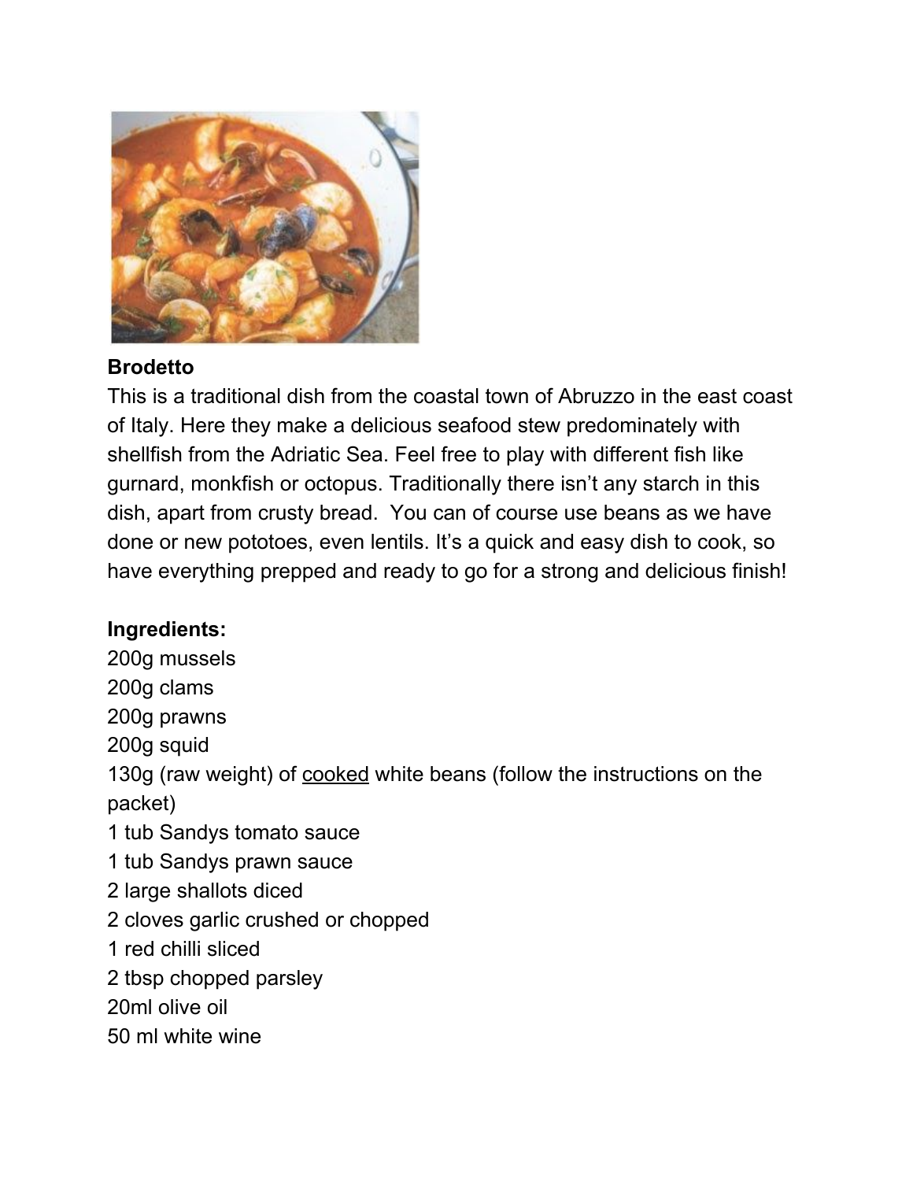**Brodetto**

This is a traditional dish from the coastal town of Abruzzo in the east coast of Italy. Here they make a delicious seafood stew predominately with shellfish from the Adriatic Sea. Feel free to play with different fish like gurnard, monkfish or octopus. Traditionally there isn't any starch in this dish, apart from crusty bread. You can of course use beans as we have done or new pototoes, even lentils. It's a quick and easy dish to cook, so have everything prepped and ready to go for a strong and delicious finish!

**Ingredients:**

200g mussels
200g clams
200g prawns
200g squid
130g (raw weight) of <u>cooked</u> white beans (follow the instructions on the packet)
1 tub Sandys tomato sauce
1 tub Sandys prawn sauce
2 large shallots diced
2 cloves garlic crushed or chopped
1 red chilli sliced
2 tbsp chopped parsley
20ml olive oil
50 ml white wine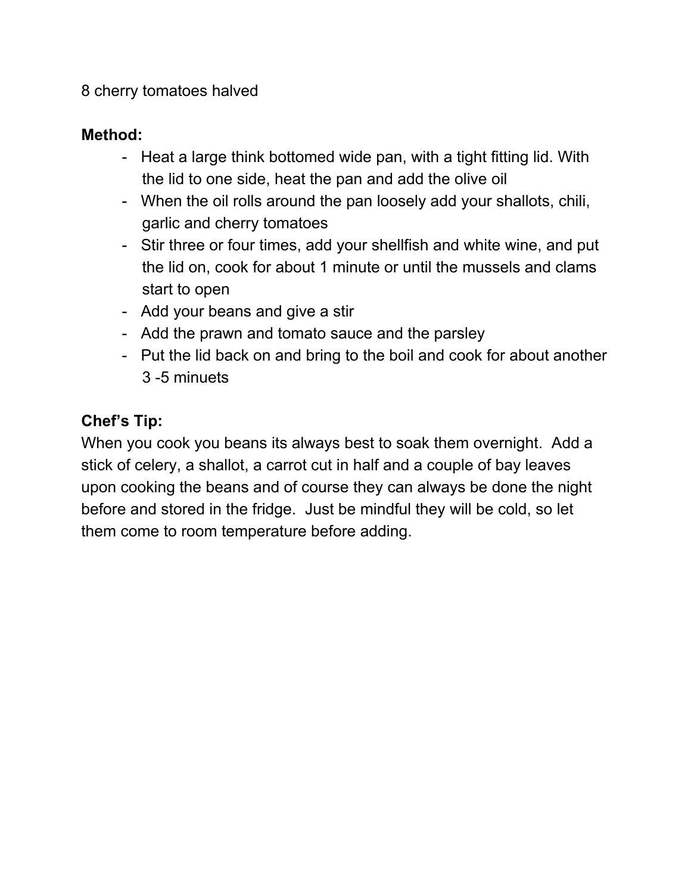8 cherry tomatoes halved

**Method:**

- Heat a large think bottomed wide pan, with a tight fitting lid. With the lid to one side, heat the pan and add the olive oil
- When the oil rolls around the pan loosely add your shallots, chili, garlic and cherry tomatoes
- Stir three or four times, add your shellfish and white wine, and put the lid on, cook for about 1 minute or until the mussels and clams start to open
- Add your beans and give a stir
- Add the prawn and tomato sauce and the parsley
- Put the lid back on and bring to the boil and cook for about another 3 -5 minuets

**Chef's Tip:**

When you cook you beans its always best to soak them overnight. Add a stick of celery, a shallot, a carrot cut in half and a couple of bay leaves upon cooking the beans and of course they can always be done the night before and stored in the fridge. Just be mindful they will be cold, so let them come to room temperature before adding.